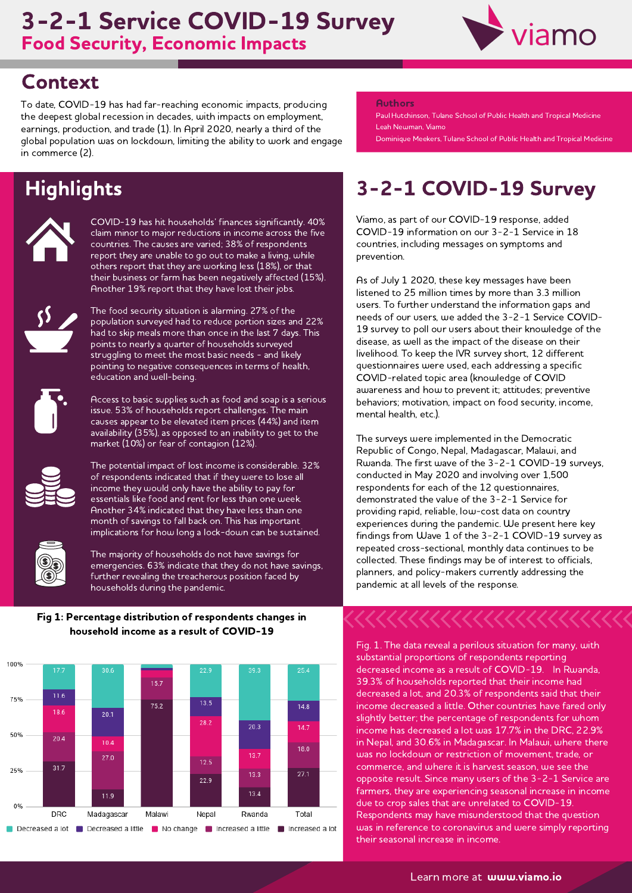# 3-2-1 Service COVID-19 Survey

## Food Security, Economic Impacts

## Context

To date, COVID-19 has had far-reaching economic impacts, producing the deepest global recession in decades, with impacts on employment, earnings, production, and trade (1). In April 2020, nearly a third of the global population was on lockdown, limiting the ability to work and engage in commerce (2).

**Authors**

Paul Hutchinson, Tulane School of Public Health and Tropical Medicine
Leah Newman, Viamo
Dominique Meekers, Tulane School of Public Health and Tropical Medicine

## Highlights

COVID-19 has hit households' finances significantly. 40% claim minor to major reductions in income across the five countries. The causes are varied; 38% of respondents report they are unable to go out to make a living, while others report that they are working less (18%), or that their business or farm has been negatively affected (15%). Another 19% report that they have lost their jobs.

The food security situation is alarming. 27% of the population surveyed had to reduce portion sizes and 22% had to skip meals more than once in the last 7 days. This points to nearly a quarter of households surveyed struggling to meet the most basic needs - and likely pointing to negative consequences in terms of health, education and well-being.

Access to basic supplies such as food and soap is a serious issue. 53% of households report challenges. The main causes appear to be elevated item prices (44%) and item availability (35%), as opposed to an inability to get to the market (10%) or fear of contagion (12%).

The potential impact of lost income is considerable. 32% of respondents indicated that if they were to lose all income they would only have the ability to pay for essentials like food and rent for less than one week. Another 34% indicated that they have less than one month of savings to fall back on. This has important implications for how long a lock-down can be sustained.

The majority of households do not have savings for emergencies. 63% indicate that they do not have savings, further revealing the treacherous position faced by households during the pandemic.

## 3-2-1 COVID-19 Survey

Viamo, as part of our COVID-19 response, added COVID-19 information on our 3-2-1 Service in 18 countries, including messages on symptoms and prevention.

As of July 1 2020, these key messages have been listened to 25 million times by more than 3.3 million users. To further understand the information gaps and needs of our users, we added the 3-2-1 Service COVID-19 survey to poll our users about their knowledge of the disease, as well as the impact of the disease on their livelihood. To keep the IVR survey short, 12 different questionnaires were used, each addressing a specific COVID-related topic area (knowledge of COVID awareness and how to prevent it; attitudes; preventive behaviors; motivation, impact on food security, income, mental health, etc.).

The surveys were implemented in the Democratic Republic of Congo, Nepal, Madagascar, Malawi, and Rwanda. The first wave of the 3-2-1 COVID-19 surveys, conducted in May 2020 and involving over 1,500 respondents for each of the 12 questionnaires, demonstrated the value of the 3-2-1 Service for providing rapid, reliable, low-cost data on country experiences during the pandemic. We present here key findings from Wave 1 of the 3-2-1 COVID-19 survey as repeated cross-sectional, monthly data continues to be collected. These findings may be of interest to officials, planners, and policy-makers currently addressing the pandemic at all levels of the response.

**Fig 1: Percentage distribution of respondents changes in household income as a result of COVID-19**

| | DRC | Madagascar | Malawi | Nepal | Rwanda | Total |
|---|---|---|---|---|---|---|
| Decreased a lot | 17.7 | 30.6 | | 22.9 | 39.3 | 25.4 |
| Decreased a little | 11.6 | 20.1 | | 13.5 | 20.3 | 14.8 |
| No change | 18.6 | 10.4 | 15.7 | 28.2 | 13.7 | 14.7 |
| Increased a little | 20.4 | 27.0 | | 12.5 | 13.3 | 18.0 |
| Increased a lot | 31.7 | 11.9 | 75.2 | 22.9 | 13.4 | 27.1 |

Fig. 1. The data reveal a perilous situation for many, with substantial proportions of respondents reporting decreased income as a result of COVID-19. In Rwanda, 39.3% of households reported that their income had decreased a lot, and 20.3% of respondents said that their income decreased a little. Other countries have fared only slightly better; the percentage of respondents for whom income has decreased a lot was 17.7% in the DRC, 22.9% in Nepal, and 30.6% in Madagascar. In Malawi, where there was no lockdown or restriction of movement, trade, or commerce, and where it is harvest season, we see the opposite result. Since many users of the 3-2-1 Service are farmers, they are experiencing seasonal increase in income due to crop sales that are unrelated to COVID-19. Respondents may have misunderstood that the question was in reference to coronavirus and were simply reporting their seasonal increase in income.

Learn more at **www.viamo.io**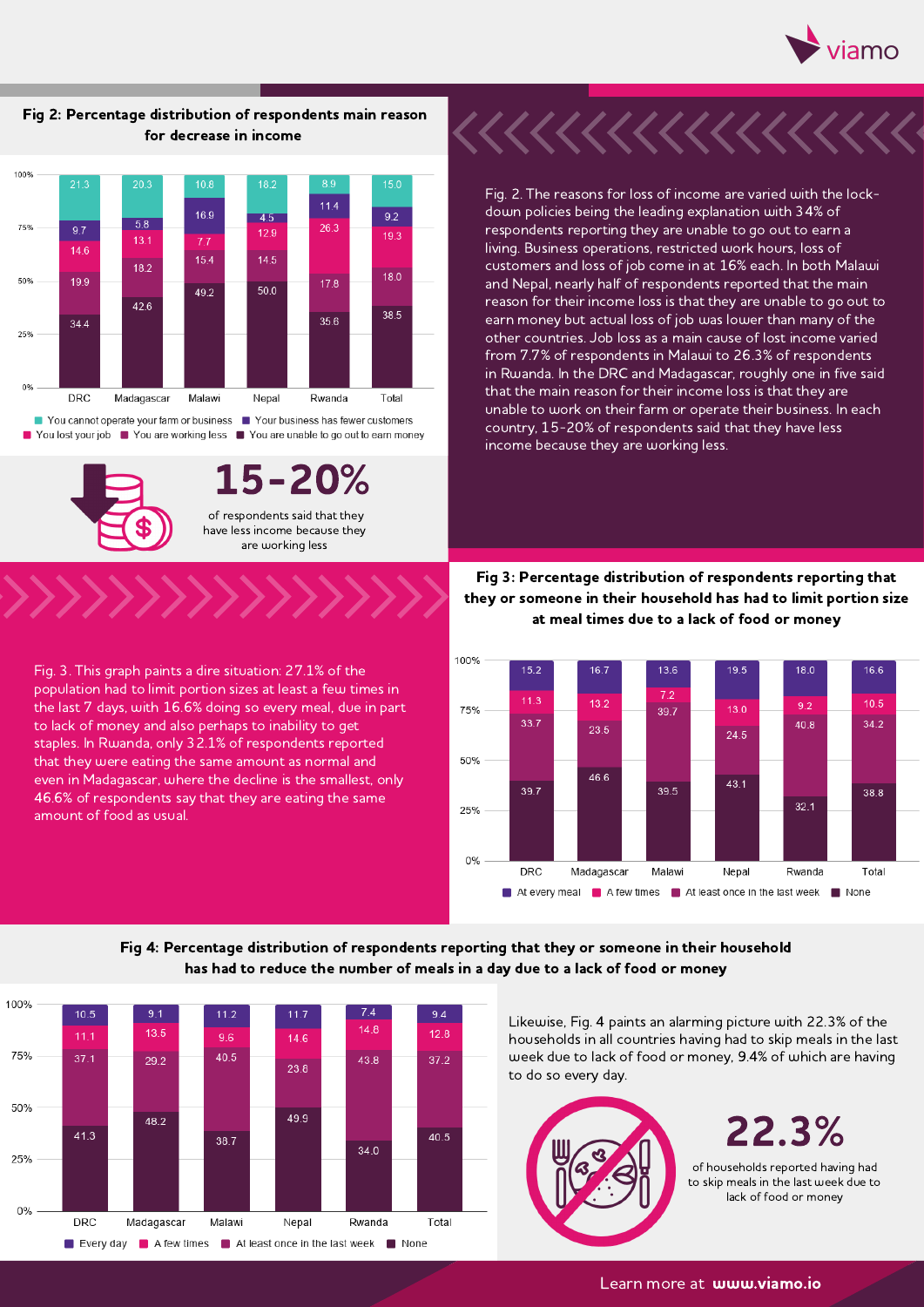## Fig 2: Percentage distribution of respondents main reason for decrease in income

| | DRC | Madagascar | Malawi | Nepal | Rwanda | Total |
|---|---|---|---|---|---|---|
| You cannot operate your farm or business | 21.3 | 20.3 | 10.8 | 18.2 | 8.9 | 15.0 |
| Your business has fewer customers | 9.7 | 5.8 | 16.9 | 4.5 | 11.4 | 9.2 |
| You lost your job | 14.6 | 13.1 | 7.7 | 12.9 | 26.3 | 19.3 |
| You are working less | 19.9 | 18.2 | 15.4 | 14.5 | 17.8 | 18.0 |
| You are unable to go out to earn money | 34.4 | 42.6 | 49.2 | 50.0 | 35.6 | 38.5 |

Fig. 2. The reasons for loss of income are varied with the lock-down policies being the leading explanation with 34% of respondents reporting they are unable to go out to earn a living. Business operations, restricted work hours, loss of customers and loss of job come in at 16% each. In both Malawi and Nepal, nearly half of respondents reported that the main reason for their income loss is that they are unable to go out to earn money but actual loss of job was lower than many of the other countries. Job loss as a main cause of lost income varied from 7.7% of respondents in Malawi to 26.3% of respondents in Rwanda. In the DRC and Madagascar, roughly one in five said that the main reason for their income loss is that they are unable to work on their farm or operate their business. In each country, 15-20% of respondents said that they have less income because they are working less.

**15-20%**

of respondents said that they have less income because they are working less

## Fig 3: Percentage distribution of respondents reporting that they or someone in their household has had to limit portion size at meal times due to a lack of food or money

| | DRC | Madagascar | Malawi | Nepal | Rwanda | Total |
|---|---|---|---|---|---|---|
| At every meal | 15.2 | 16.7 | 13.6 | 19.5 | 18.0 | 16.6 |
| A few times | 11.3 | 13.2 | 7.2 | 13.0 | 9.2 | 10.5 |
| At least once in the last week | 33.7 | 23.5 | 39.7 | 24.5 | 40.8 | 34.2 |
| None | 39.7 | 46.6 | 39.5 | 43.1 | 32.1 | 38.8 |

Fig. 3. This graph paints a dire situation: 27.1% of the population had to limit portion sizes at least a few times in the last 7 days, with 16.6% doing so every meal, due in part to lack of money and also perhaps to inability to get staples. In Rwanda, only 32.1% of respondents reported that they were eating the same amount as normal and even in Madagascar, where the decline is the smallest, only 46.6% of respondents say that they are eating the same amount of food as usual.

## Fig 4: Percentage distribution of respondents reporting that they or someone in their household has had to reduce the number of meals in a day due to a lack of food or money

| | DRC | Madagascar | Malawi | Nepal | Rwanda | Total |
|---|---|---|---|---|---|---|
| Every day | 10.5 | 9.1 | 11.2 | 11.7 | 7.4 | 9.4 |
| A few times | 11.1 | 13.5 | 9.6 | 14.6 | 14.8 | 12.8 |
| At least once in the last week | 37.1 | 29.2 | 40.5 | 23.8 | 43.8 | 37.2 |
| None | 41.3 | 48.2 | 38.7 | 49.9 | 34.0 | 40.5 |

Likewise, Fig. 4 paints an alarming picture with 22.3% of the households in all countries having had to skip meals in the last week due to lack of food or money, 9.4% of which are having to do so every day.

**22.3%**

of households reported having had to skip meals in the last week due to lack of food or money

Learn more at **www.viamo.io**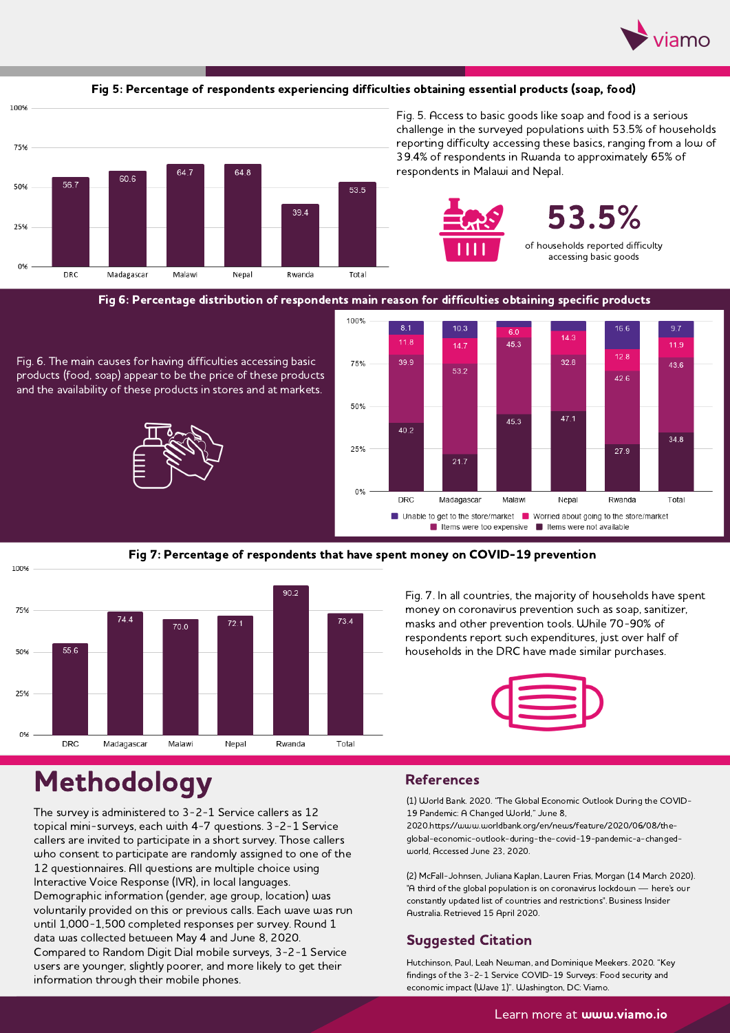### Fig 5: Percentage of respondents experiencing difficulties obtaining essential products (soap, food)

100%
75%
50%
25%
0%

56.7
60.6
64.7
64.8
39.4
53.5

DRC
Madagascar
Malawi
Nepal
Rwanda
Total

Fig. 5. Access to basic goods like soap and food is a serious challenge in the surveyed populations with 53.5% of households reporting difficulty accessing these basics, ranging from a low of 39.4% of respondents in Rwanda to approximately 65% of respondents in Malawi and Nepal.

**53.5%**

of households reported difficulty accessing basic goods

### Fig 6: Percentage distribution of respondents main reason for difficulties obtaining specific products

Fig. 6. The main causes for having difficulties accessing basic products (food, soap) appear to be the price of these products and the availability of these products in stores and at markets.

100%
75%
50%
25%
0%

8.1
11.8
39.9
40.2

10.3
14.7
53.2
21.7

6.0
45.3
45.3

14.3
32.8
47.1

16.6
12.8
42.6
27.9

9.7
11.9
43.6
34.8

DRC
Madagascar
Malawi
Nepal
Rwanda
Total

Unable to get to the store/market
Worried about going to the store/market
Items were too expensive
Items were not available

### Fig 7: Percentage of respondents that have spent money on COVID-19 prevention

100%
75%
50%
25%
0%

55.6
74.4
70.0
72.1
90.2
73.4

DRC
Madagascar
Malawi
Nepal
Rwanda
Total

Fig. 7. In all countries, the majority of households have spent money on coronavirus prevention such as soap, sanitizer, masks and other prevention tools. While 70-90% of respondents report such expenditures, just over half of households in the DRC have made similar purchases.

# Methodology

The survey is administered to 3-2-1 Service callers as 12 topical mini-surveys, each with 4-7 questions. 3-2-1 Service callers are invited to participate in a short survey. Those callers who consent to participate are randomly assigned to one of the 12 questionnaires. All questions are multiple choice using Interactive Voice Response (IVR), in local languages. Demographic information (gender, age group, location) was voluntarily provided on this or previous calls. Each wave was run until 1,000-1,500 completed responses per survey. Round 1 data was collected between May 4 and June 8, 2020. Compared to Random Digit Dial mobile surveys, 3-2-1 Service users are younger, slightly poorer, and more likely to get their information through their mobile phones.

## References

(1) World Bank. 2020. "The Global Economic Outlook During the COVID-19 Pandemic: A Changed World," June 8, 2020.https://www.worldbank.org/en/news/feature/2020/06/08/the-global-economic-outlook-during-the-covid-19-pandemic-a-changed-world, Accessed June 23, 2020.

(2) McFall-Johnsen, Juliana Kaplan, Lauren Frias, Morgan (14 March 2020). "A third of the global population is on coronavirus lockdown — here's our constantly updated list of countries and restrictions". Business Insider Australia. Retrieved 15 April 2020.

## Suggested Citation

Hutchinson, Paul, Leah Newman, and Dominique Meekers. 2020. "Key findings of the 3-2-1 Service COVID-19 Surveys: Food security and economic impact (Wave 1)". Washington, DC: Viamo.

Learn more at **www.viamo.io**